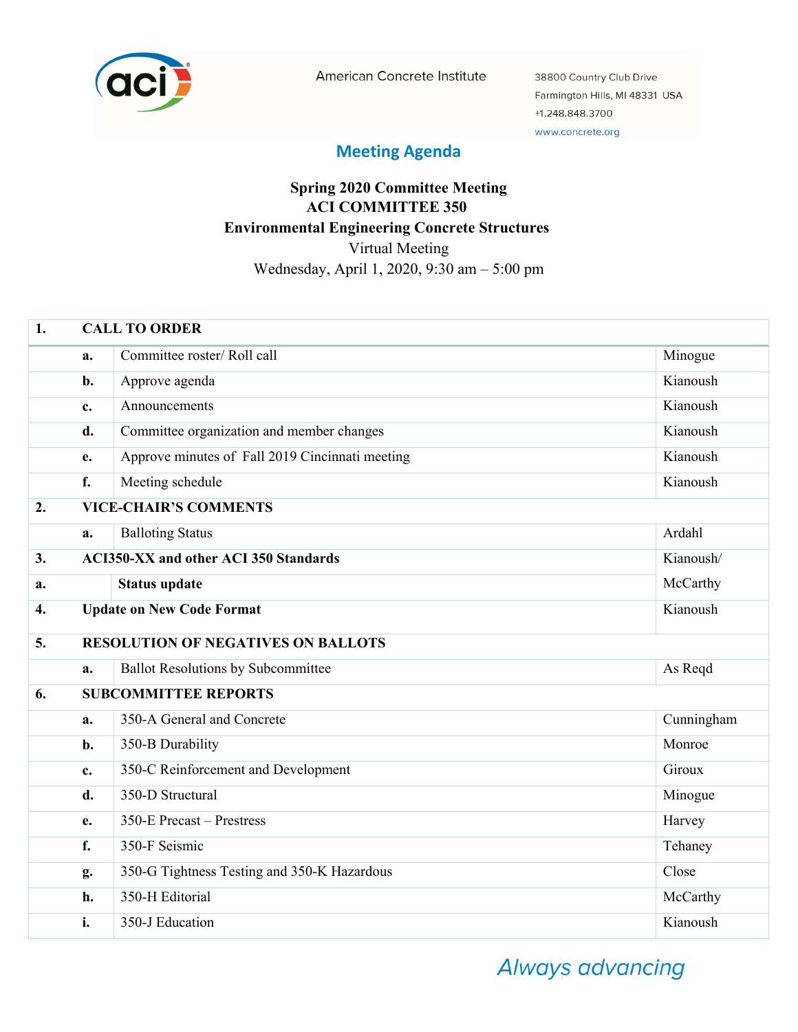American Concrete Institute

38800 Country Club Drive
Farmington Hills, MI 48331 USA
+1.248.848.3700
www.concrete.org

## Meeting Agenda

**Spring 2020 Committee Meeting**
**ACI COMMITTEE 350**
**Environmental Engineering Concrete Structures**
Virtual Meeting
Wednesday, April 1, 2020, 9:30 am – 5:00 pm

| | | | |
|---|---|---|---|
| **1.** | **CALL TO ORDER** | | |
| | **a.** | Committee roster/ Roll call | Minogue |
| | **b.** | Approve agenda | Kianoush |
| | **c.** | Announcements | Kianoush |
| | **d.** | Committee organization and member changes | Kianoush |
| | **e.** | Approve minutes of Fall 2019 Cincinnati meeting | Kianoush |
| | **f.** | Meeting schedule | Kianoush |
| **2.** | **VICE-CHAIR'S COMMENTS** | | |
| | **a.** | Balloting Status | Ardahl |
| **3.** | **ACI350-XX and other ACI 350 Standards** | | Kianoush/ McCarthy |
| **a.** | | **Status update** | |
| **4.** | **Update on New Code Format** | | Kianoush |
| **5.** | **RESOLUTION OF NEGATIVES ON BALLOTS** | | |
| | **a.** | Ballot Resolutions by Subcommittee | As Reqd |
| **6.** | **SUBCOMMITTEE REPORTS** | | |
| | **a.** | 350-A General and Concrete | Cunningham |
| | **b.** | 350-B Durability | Monroe |
| | **c.** | 350-C Reinforcement and Development | Giroux |
| | **d.** | 350-D Structural | Minogue |
| | **e.** | 350-E Precast – Prestress | Harvey |
| | **f.** | 350-F Seismic | Tehaney |
| | **g.** | 350-G Tightness Testing and 350-K Hazardous | Close |
| | **h.** | 350-H Editorial | McCarthy |
| | **i.** | 350-J Education | Kianoush |

*Always advancing*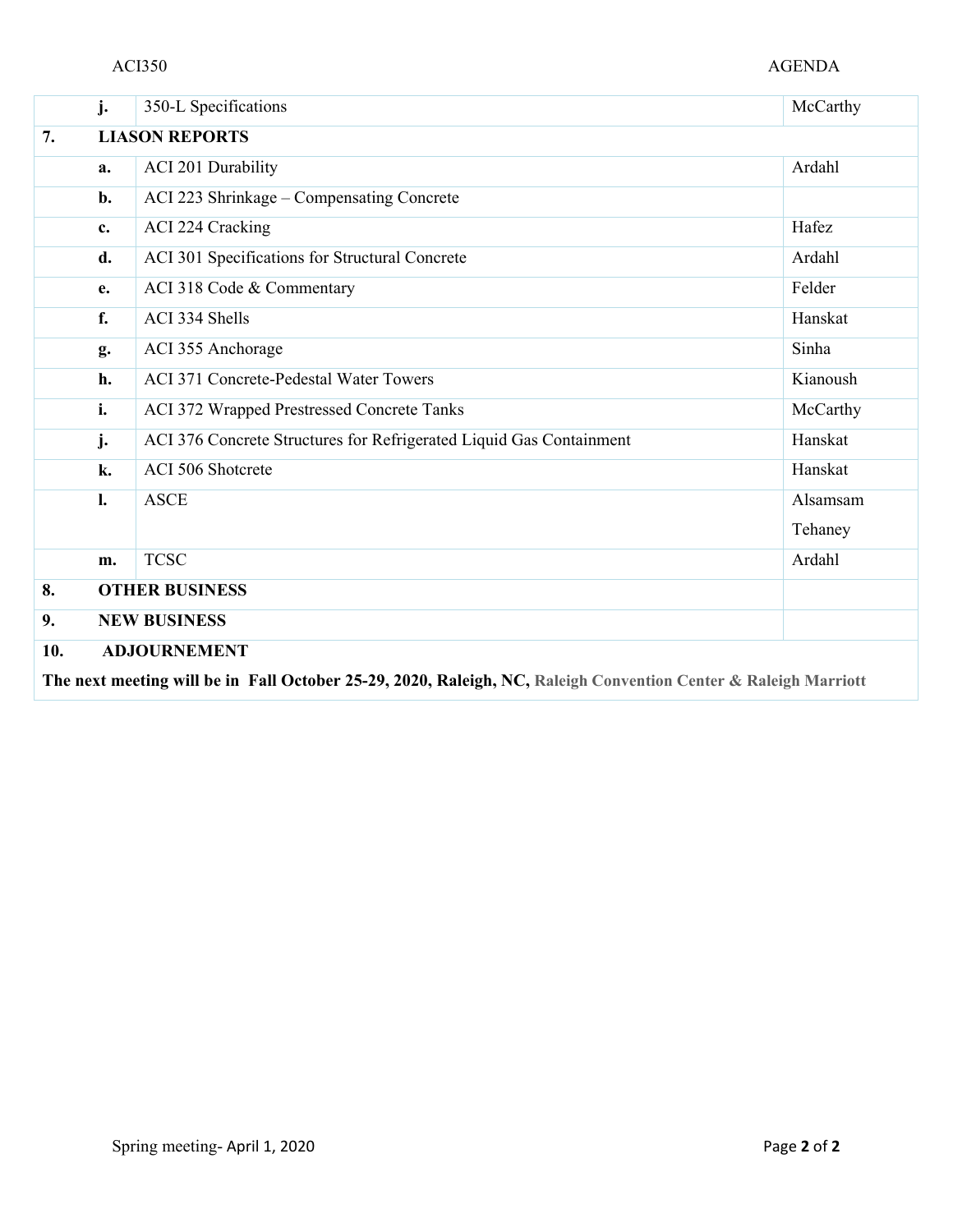| | | | |
|---|---|---|---|
| | **j.** | 350-L Specifications | McCarthy |
| **7.** | **LIASON REPORTS** | | |
| | **a.** | ACI 201 Durability | Ardahl |
| | **b.** | ACI 223 Shrinkage – Compensating Concrete | |
| | **c.** | ACI 224 Cracking | Hafez |
| | **d.** | ACI 301 Specifications for Structural Concrete | Ardahl |
| | **e.** | ACI 318 Code & Commentary | Felder |
| | **f.** | ACI 334 Shells | Hanskat |
| | **g.** | ACI 355 Anchorage | Sinha |
| | **h.** | ACI 371 Concrete-Pedestal Water Towers | Kianoush |
| | **i.** | ACI 372 Wrapped Prestressed Concrete Tanks | McCarthy |
| | **j.** | ACI 376 Concrete Structures for Refrigerated Liquid Gas Containment | Hanskat |
| | **k.** | ACI 506 Shotcrete | Hanskat |
| | **l.** | ASCE | Alsamsam<br>Tehaney |
| | **m.** | TCSC | Ardahl |
| **8.** | **OTHER BUSINESS** | | |
| **9.** | **NEW BUSINESS** | | |
| **10.** | **ADJOURNEMENT** | | |

**The next meeting will be in Fall October 25-29, 2020, Raleigh, NC, Raleigh Convention Center & Raleigh Marriott**